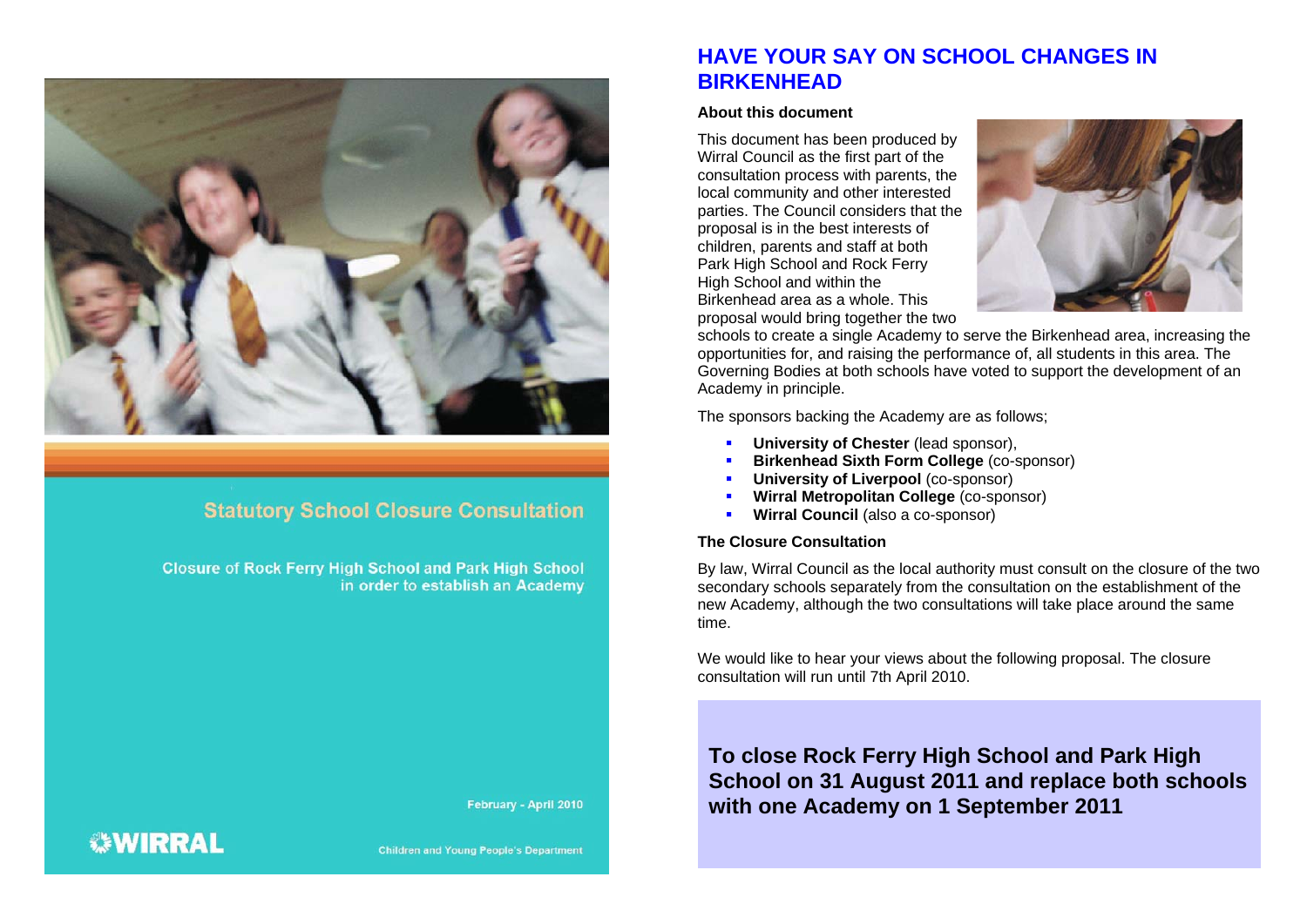## Statutory School Closure Consultation

**Closure of Rock Ferry High School and Park High School in order to establish an Academy**

February - April 2010

WIRRAL

Children and Young People's Department

# HAVE YOUR SAY ON SCHOOL CHANGES IN BIRKENHEAD

### About this document

This document has been produced by Wirral Council as the first part of the consultation process with parents, the local community and other interested parties. The Council considers that the proposal is in the best interests of children, parents and staff at both Park High School and Rock Ferry High School and within the Birkenhead area as a whole. This proposal would bring together the two schools to create a single Academy to serve the Birkenhead area, increasing the opportunities for, and raising the performance of, all students in this area. The Governing Bodies at both schools have voted to support the development of an Academy in principle.

The sponsors backing the Academy are as follows;

- **University of Chester** (lead sponsor),
- **Birkenhead Sixth Form College** (co-sponsor)
- **University of Liverpool** (co-sponsor)
- **Wirral Metropolitan College** (co-sponsor)
- **Wirral Council** (also a co-sponsor)

### The Closure Consultation

By law, Wirral Council as the local authority must consult on the closure of the two secondary schools separately from the consultation on the establishment of the new Academy, although the two consultations will take place around the same time.

We would like to hear your views about the following proposal. The closure consultation will run until 7th April 2010.

**To close Rock Ferry High School and Park High School on 31 August 2011 and replace both schools with one Academy on 1 September 2011**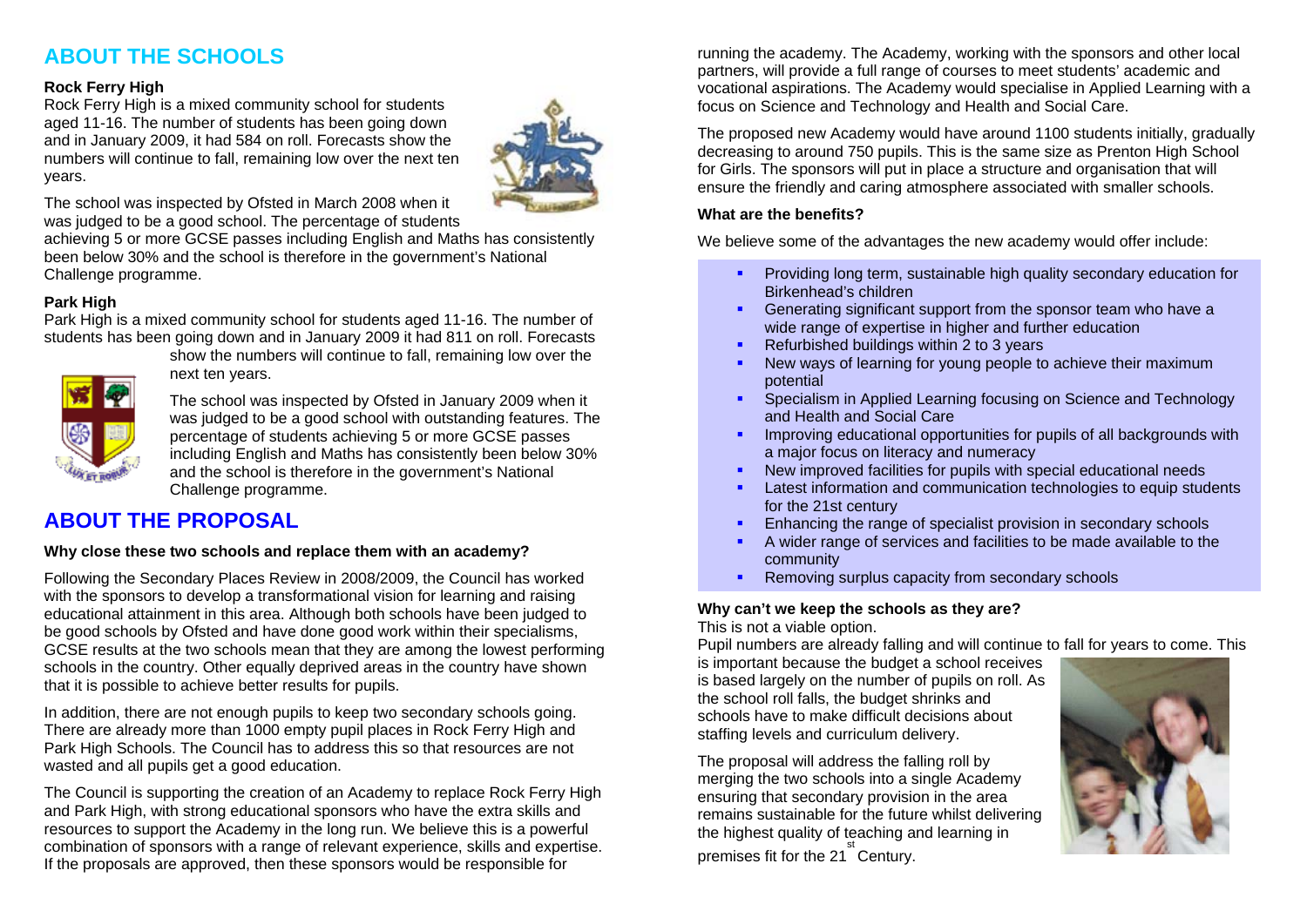## ABOUT THE SCHOOLS

**Rock Ferry High**

Rock Ferry High is a mixed community school for students aged 11-16. The number of students has been going down and in January 2009, it had 584 on roll. Forecasts show the numbers will continue to fall, remaining low over the next ten years.

The school was inspected by Ofsted in March 2008 when it was judged to be a good school. The percentage of students achieving 5 or more GCSE passes including English and Maths has consistently been below 30% and the school is therefore in the government's National Challenge programme.

**Park High**

Park High is a mixed community school for students aged 11-16. The number of students has been going down and in January 2009 it had 811 on roll. Forecasts show the numbers will continue to fall, remaining low over the next ten years.

The school was inspected by Ofsted in January 2009 when it was judged to be a good school with outstanding features. The percentage of students achieving 5 or more GCSE passes including English and Maths has consistently been below 30% and the school is therefore in the government's National Challenge programme.

## ABOUT THE PROPOSAL

**Why close these two schools and replace them with an academy?**

Following the Secondary Places Review in 2008/2009, the Council has worked with the sponsors to develop a transformational vision for learning and raising educational attainment in this area. Although both schools have been judged to be good schools by Ofsted and have done good work within their specialisms, GCSE results at the two schools mean that they are among the lowest performing schools in the country. Other equally deprived areas in the country have shown that it is possible to achieve better results for pupils.

In addition, there are not enough pupils to keep two secondary schools going. There are already more than 1000 empty pupil places in Rock Ferry High and Park High Schools. The Council has to address this so that resources are not wasted and all pupils get a good education.

The Council is supporting the creation of an Academy to replace Rock Ferry High and Park High, with strong educational sponsors who have the extra skills and resources to support the Academy in the long run. We believe this is a powerful combination of sponsors with a range of relevant experience, skills and expertise. If the proposals are approved, then these sponsors would be responsible for running the academy. The Academy, working with the sponsors and other local partners, will provide a full range of courses to meet students' academic and vocational aspirations. The Academy would specialise in Applied Learning with a focus on Science and Technology and Health and Social Care.

The proposed new Academy would have around 1100 students initially, gradually decreasing to around 750 pupils. This is the same size as Prenton High School for Girls. The sponsors will put in place a structure and organisation that will ensure the friendly and caring atmosphere associated with smaller schools.

**What are the benefits?**

We believe some of the advantages the new academy would offer include:

- Providing long term, sustainable high quality secondary education for Birkenhead's children
- Generating significant support from the sponsor team who have a wide range of expertise in higher and further education
- Refurbished buildings within 2 to 3 years
- New ways of learning for young people to achieve their maximum potential
- Specialism in Applied Learning focusing on Science and Technology and Health and Social Care
- Improving educational opportunities for pupils of all backgrounds with a major focus on literacy and numeracy
- New improved facilities for pupils with special educational needs
- Latest information and communication technologies to equip students for the 21st century
- Enhancing the range of specialist provision in secondary schools
- A wider range of services and facilities to be made available to the community
- Removing surplus capacity from secondary schools

**Why can't we keep the schools as they are?**

This is not a viable option.

Pupil numbers are already falling and will continue to fall for years to come. This is important because the budget a school receives is based largely on the number of pupils on roll. As the school roll falls, the budget shrinks and schools have to make difficult decisions about staffing levels and curriculum delivery.

The proposal will address the falling roll by merging the two schools into a single Academy ensuring that secondary provision in the area remains sustainable for the future whilst delivering the highest quality of teaching and learning in premises fit for the 21st Century.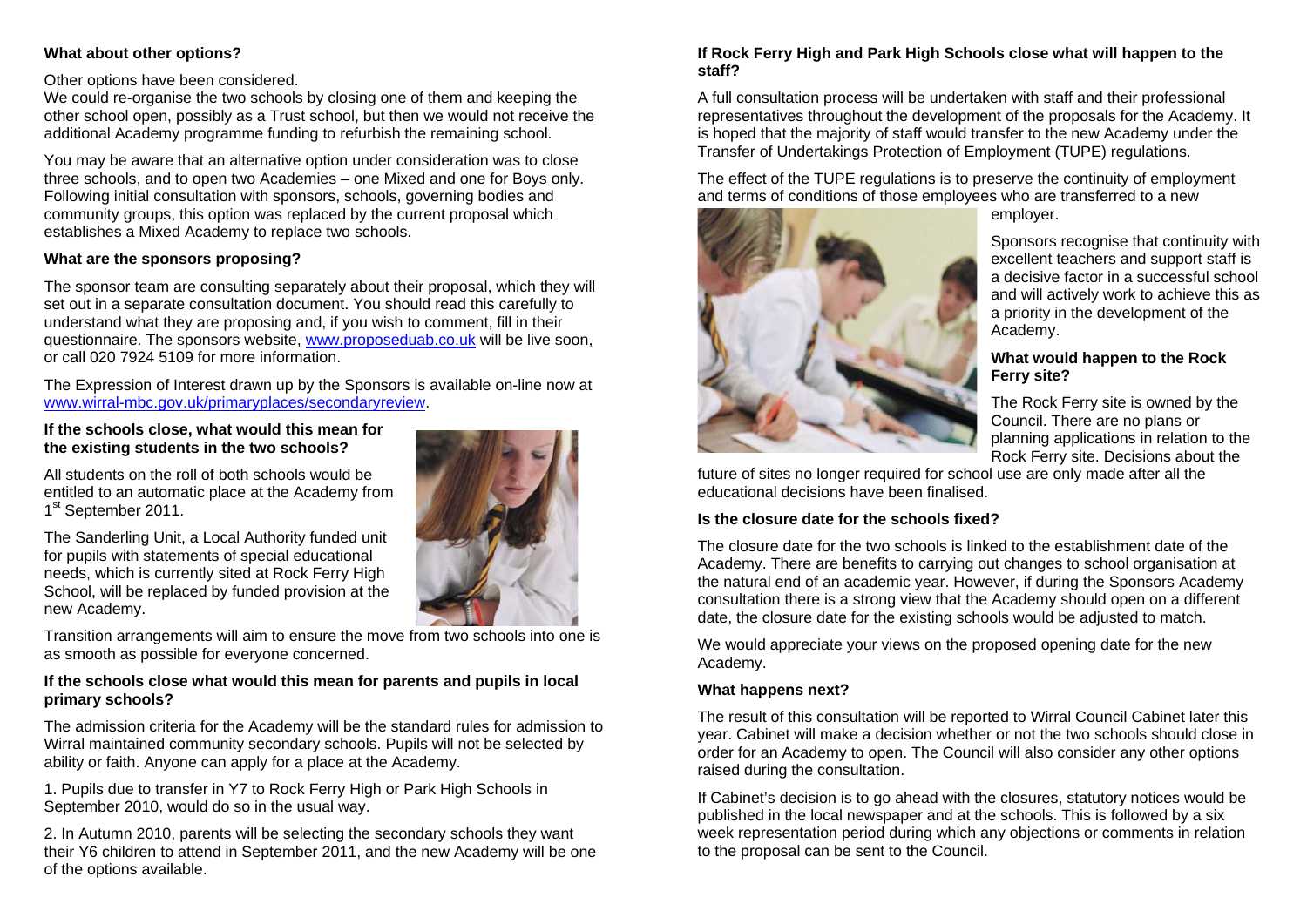### What about other options?

Other options have been considered.

We could re-organise the two schools by closing one of them and keeping the other school open, possibly as a Trust school, but then we would not receive the additional Academy programme funding to refurbish the remaining school.

You may be aware that an alternative option under consideration was to close three schools, and to open two Academies – one Mixed and one for Boys only. Following initial consultation with sponsors, schools, governing bodies and community groups, this option was replaced by the current proposal which establishes a Mixed Academy to replace two schools.

### What are the sponsors proposing?

The sponsor team are consulting separately about their proposal, which they will set out in a separate consultation document. You should read this carefully to understand what they are proposing and, if you wish to comment, fill in their questionnaire. The sponsors website, www.proposeduab.co.uk will be live soon, or call 020 7924 5109 for more information.

The Expression of Interest drawn up by the Sponsors is available on-line now at www.wirral-mbc.gov.uk/primaryplaces/secondaryreview.

### If the schools close, what would this mean for the existing students in the two schools?

All students on the roll of both schools would be entitled to an automatic place at the Academy from 1st September 2011.

The Sanderling Unit, a Local Authority funded unit for pupils with statements of special educational needs, which is currently sited at Rock Ferry High School, will be replaced by funded provision at the new Academy.

Transition arrangements will aim to ensure the move from two schools into one is as smooth as possible for everyone concerned.

### If the schools close what would this mean for parents and pupils in local primary schools?

The admission criteria for the Academy will be the standard rules for admission to Wirral maintained community secondary schools. Pupils will not be selected by ability or faith. Anyone can apply for a place at the Academy.

1. Pupils due to transfer in Y7 to Rock Ferry High or Park High Schools in September 2010, would do so in the usual way.

2. In Autumn 2010, parents will be selecting the secondary schools they want their Y6 children to attend in September 2011, and the new Academy will be one of the options available.

### If Rock Ferry High and Park High Schools close what will happen to the staff?

A full consultation process will be undertaken with staff and their professional representatives throughout the development of the proposals for the Academy. It is hoped that the majority of staff would transfer to the new Academy under the Transfer of Undertakings Protection of Employment (TUPE) regulations.

The effect of the TUPE regulations is to preserve the continuity of employment and terms of conditions of those employees who are transferred to a new employer.

Sponsors recognise that continuity with excellent teachers and support staff is a decisive factor in a successful school and will actively work to achieve this as a priority in the development of the Academy.

### What would happen to the Rock Ferry site?

The Rock Ferry site is owned by the Council. There are no plans or planning applications in relation to the Rock Ferry site. Decisions about the future of sites no longer required for school use are only made after all the educational decisions have been finalised.

### Is the closure date for the schools fixed?

The closure date for the two schools is linked to the establishment date of the Academy. There are benefits to carrying out changes to school organisation at the natural end of an academic year. However, if during the Sponsors Academy consultation there is a strong view that the Academy should open on a different date, the closure date for the existing schools would be adjusted to match.

We would appreciate your views on the proposed opening date for the new Academy.

### What happens next?

The result of this consultation will be reported to Wirral Council Cabinet later this year. Cabinet will make a decision whether or not the two schools should close in order for an Academy to open. The Council will also consider any other options raised during the consultation.

If Cabinet's decision is to go ahead with the closures, statutory notices would be published in the local newspaper and at the schools. This is followed by a six week representation period during which any objections or comments in relation to the proposal can be sent to the Council.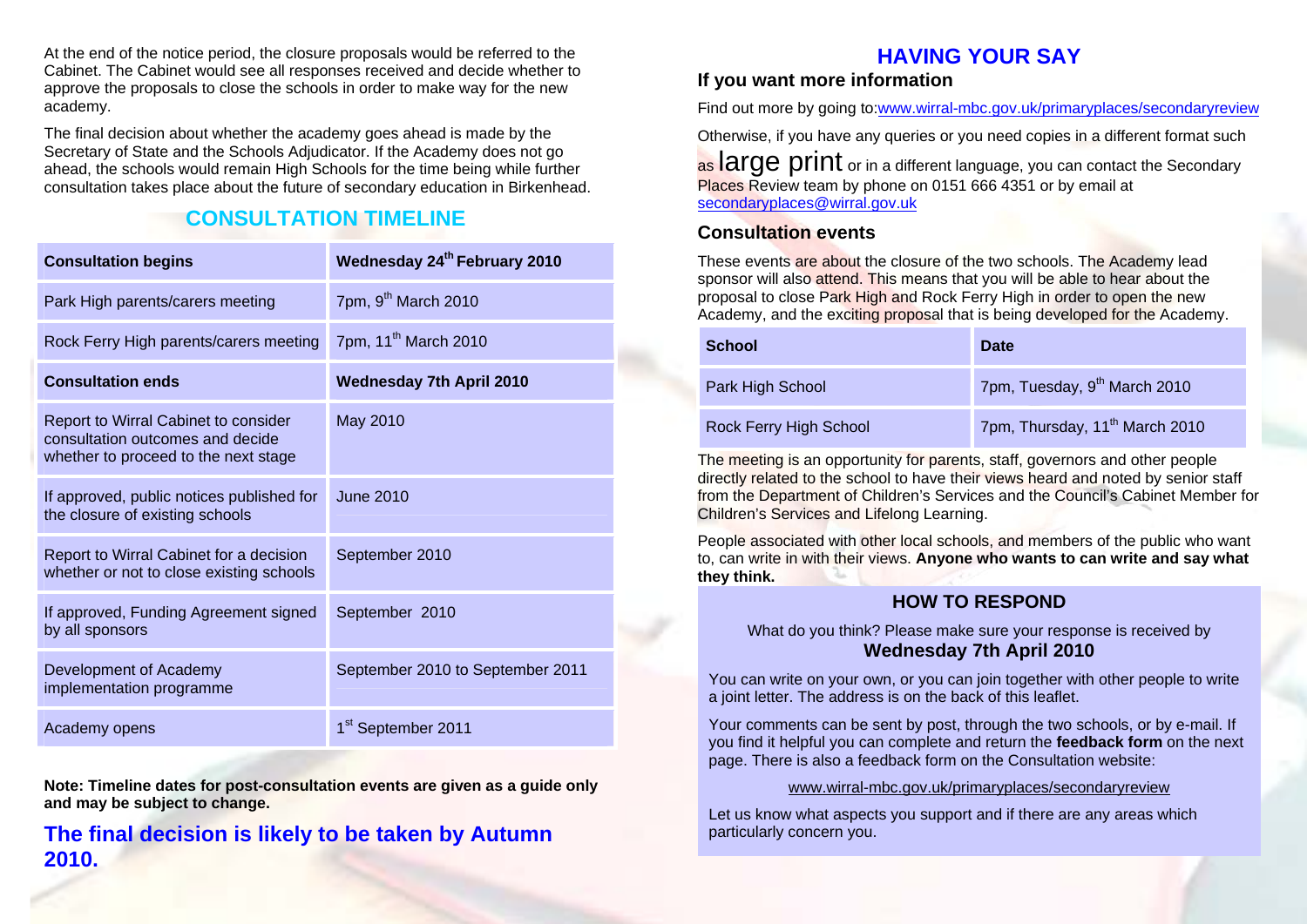At the end of the notice period, the closure proposals would be referred to the Cabinet. The Cabinet would see all responses received and decide whether to approve the proposals to close the schools in order to make way for the new academy.

The final decision about whether the academy goes ahead is made by the Secretary of State and the Schools Adjudicator. If the Academy does not go ahead, the schools would remain High Schools for the time being while further consultation takes place about the future of secondary education in Birkenhead.

## CONSULTATION TIMELINE

| **Consultation begins** | **Wednesday 24th February 2010** |
|---|---|
| Park High parents/carers meeting | 7pm, 9th March 2010 |
| Rock Ferry High parents/carers meeting | 7pm, 11th March 2010 |
| **Consultation ends** | **Wednesday 7th April 2010** |
| Report to Wirral Cabinet to consider consultation outcomes and decide whether to proceed to the next stage | May 2010 |
| If approved, public notices published for the closure of existing schools | June 2010 |
| Report to Wirral Cabinet for a decision whether or not to close existing schools | September 2010 |
| If approved, Funding Agreement signed by all sponsors | September 2010 |
| Development of Academy implementation programme | September 2010 to September 2011 |
| Academy opens | 1st September 2011 |

**Note: Timeline dates for post-consultation events are given as a guide only and may be subject to change.**

**The final decision is likely to be taken by Autumn 2010.**

## HAVING YOUR SAY

### If you want more information

Find out more by going to: www.wirral-mbc.gov.uk/primaryplaces/secondaryreview

Otherwise, if you have any queries or you need copies in a different format such as large print or in a different language, you can contact the Secondary Places Review team by phone on 0151 666 4351 or by email at secondaryplaces@wirral.gov.uk

### Consultation events

These events are about the closure of the two schools. The Academy lead sponsor will also attend. This means that you will be able to hear about the proposal to close Park High and Rock Ferry High in order to open the new Academy, and the exciting proposal that is being developed for the Academy.

| **School** | **Date** |
|---|---|
| Park High School | 7pm, Tuesday, 9th March 2010 |
| Rock Ferry High School | 7pm, Thursday, 11th March 2010 |

The meeting is an opportunity for parents, staff, governors and other people directly related to the school to have their views heard and noted by senior staff from the Department of Children's Services and the Council's Cabinet Member for Children's Services and Lifelong Learning.

People associated with other local schools, and members of the public who want to, can write in with their views. **Anyone who wants to can write and say what they think.**

### HOW TO RESPOND

What do you think? Please make sure your response is received by **Wednesday 7th April 2010**

You can write on your own, or you can join together with other people to write a joint letter. The address is on the back of this leaflet.

Your comments can be sent by post, through the two schools, or by e-mail. If you find it helpful you can complete and return the **feedback form** on the next page. There is also a feedback form on the Consultation website:

www.wirral-mbc.gov.uk/primaryplaces/secondaryreview

Let us know what aspects you support and if there are any areas which particularly concern you.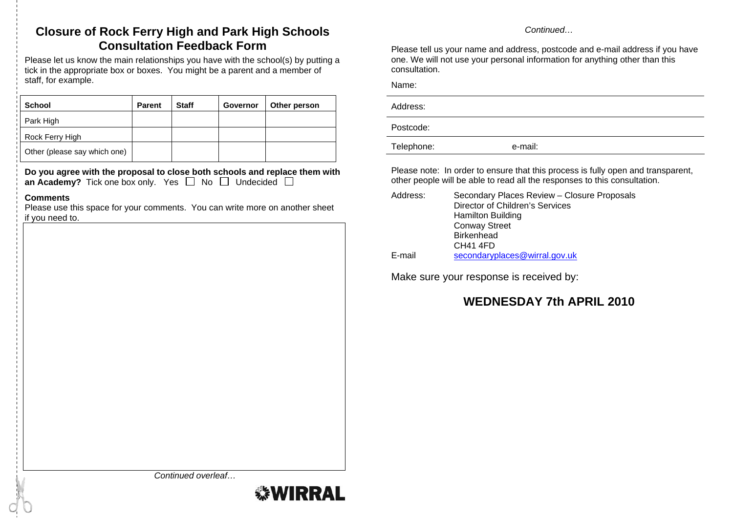# Closure of Rock Ferry High and Park High Schools Consultation Feedback Form

Please let us know the main relationships you have with the school(s) by putting a tick in the appropriate box or boxes. You might be a parent and a member of staff, for example.

| School | Parent | Staff | Governor | Other person |
|---|---|---|---|---|
| Park High | | | | |
| Rock Ferry High | | | | |
| Other (please say which one) | | | | |

**Do you agree with the proposal to close both schools and replace them with an Academy?** Tick one box only. Yes ☐ No ☐ Undecided ☐

**Comments**

Please use this space for your comments. You can write more on another sheet if you need to.

*Continued overleaf…*

WIRRAL

*Continued…*

Please tell us your name and address, postcode and e-mail address if you have one. We will not use your personal information for anything other than this consultation.

Name:

Address:

Postcode:

Telephone: e-mail:

Please note: In order to ensure that this process is fully open and transparent, other people will be able to read all the responses to this consultation.

Address: Secondary Places Review – Closure Proposals
Director of Children's Services
Hamilton Building
Conway Street
Birkenhead
CH41 4FD

E-mail secondaryplaces@wirral.gov.uk

Make sure your response is received by:

**WEDNESDAY 7th APRIL 2010**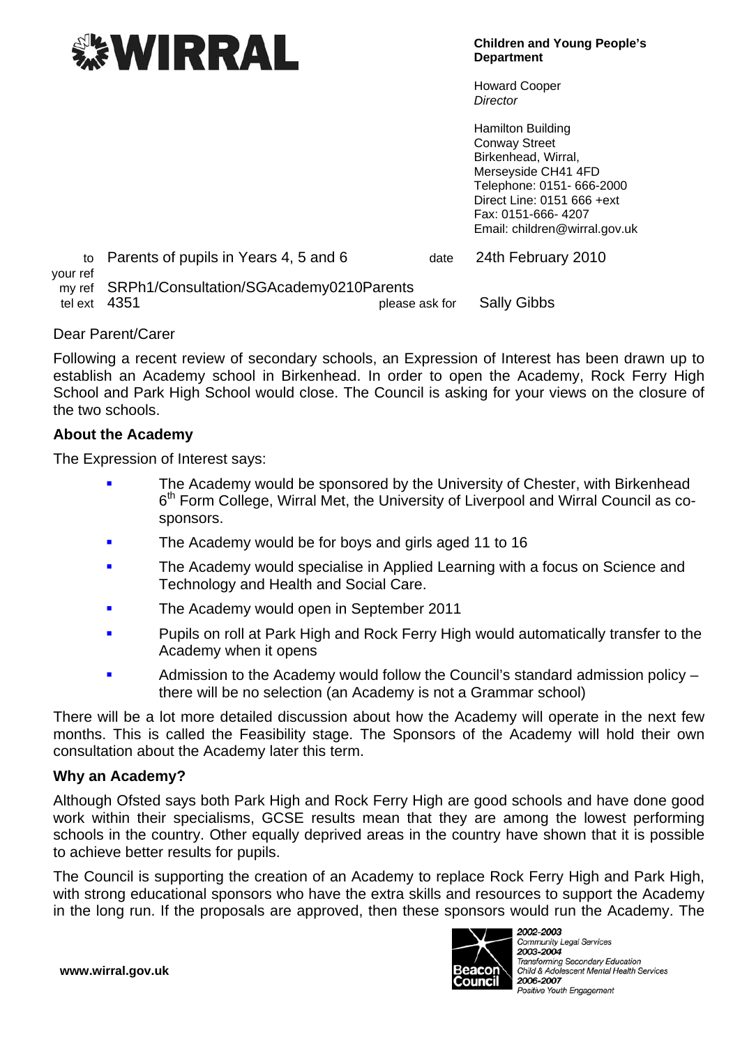**WIRRAL**

**Children and Young People's Department**

Howard Cooper
*Director*

Hamilton Building
Conway Street
Birkenhead, Wirral,
Merseyside CH41 4FD
Telephone: 0151- 666-2000
Direct Line: 0151 666 +ext
Fax: 0151-666- 4207
Email: children@wirral.gov.uk

to Parents of pupils in Years 4, 5 and 6 date 24th February 2010
your ref
my ref SRPh1/Consultation/SGAcademy0210Parents
tel ext 4351 please ask for Sally Gibbs

Dear Parent/Carer

Following a recent review of secondary schools, an Expression of Interest has been drawn up to establish an Academy school in Birkenhead. In order to open the Academy, Rock Ferry High School and Park High School would close. The Council is asking for your views on the closure of the two schools.

**About the Academy**

The Expression of Interest says:

- The Academy would be sponsored by the University of Chester, with Birkenhead 6th Form College, Wirral Met, the University of Liverpool and Wirral Council as co-sponsors.
- The Academy would be for boys and girls aged 11 to 16
- The Academy would specialise in Applied Learning with a focus on Science and Technology and Health and Social Care.
- The Academy would open in September 2011
- Pupils on roll at Park High and Rock Ferry High would automatically transfer to the Academy when it opens
- Admission to the Academy would follow the Council's standard admission policy – there will be no selection (an Academy is not a Grammar school)

There will be a lot more detailed discussion about how the Academy will operate in the next few months. This is called the Feasibility stage. The Sponsors of the Academy will hold their own consultation about the Academy later this term.

**Why an Academy?**

Although Ofsted says both Park High and Rock Ferry High are good schools and have done good work within their specialisms, GCSE results mean that they are among the lowest performing schools in the country. Other equally deprived areas in the country have shown that it is possible to achieve better results for pupils.

The Council is supporting the creation of an Academy to replace Rock Ferry High and Park High, with strong educational sponsors who have the extra skills and resources to support the Academy in the long run. If the proposals are approved, then these sponsors would run the Academy. The

www.wirral.gov.uk

Beacon Council
2002-2003 Community Legal Services
2003-2004 Transforming Secondary Education
Child & Adolescent Mental Health Services
2006-2007 Positive Youth Engagement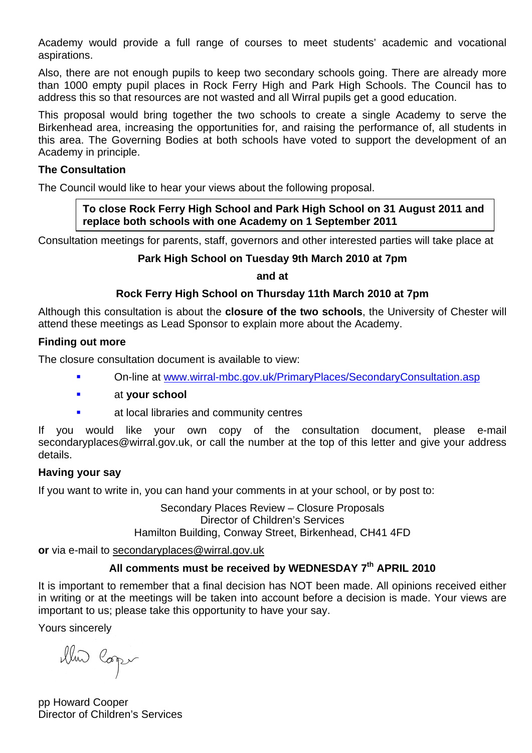Academy would provide a full range of courses to meet students' academic and vocational aspirations.

Also, there are not enough pupils to keep two secondary schools going. There are already more than 1000 empty pupil places in Rock Ferry High and Park High Schools. The Council has to address this so that resources are not wasted and all Wirral pupils get a good education.

This proposal would bring together the two schools to create a single Academy to serve the Birkenhead area, increasing the opportunities for, and raising the performance of, all students in this area. The Governing Bodies at both schools have voted to support the development of an Academy in principle.

**The Consultation**

The Council would like to hear your views about the following proposal.

> **To close Rock Ferry High School and Park High School on 31 August 2011 and replace both schools with one Academy on 1 September 2011**

Consultation meetings for parents, staff, governors and other interested parties will take place at

**Park High School on Tuesday 9th March 2010 at 7pm**

**and at**

**Rock Ferry High School on Thursday 11th March 2010 at 7pm**

Although this consultation is about the **closure of the two schools**, the University of Chester will attend these meetings as Lead Sponsor to explain more about the Academy.

**Finding out more**

The closure consultation document is available to view:

- On-line at www.wirral-mbc.gov.uk/PrimaryPlaces/SecondaryConsultation.asp
- at **your school**
- at local libraries and community centres

If you would like your own copy of the consultation document, please e-mail secondaryplaces@wirral.gov.uk, or call the number at the top of this letter and give your address details.

**Having your say**

If you want to write in, you can hand your comments in at your school, or by post to:

Secondary Places Review – Closure Proposals
Director of Children's Services
Hamilton Building, Conway Street, Birkenhead, CH41 4FD

**or** via e-mail to secondaryplaces@wirral.gov.uk

**All comments must be received by WEDNESDAY 7th APRIL 2010**

It is important to remember that a final decision has NOT been made. All opinions received either in writing or at the meetings will be taken into account before a decision is made. Your views are important to us; please take this opportunity to have your say.

Yours sincerely

pp Howard Cooper
Director of Children's Services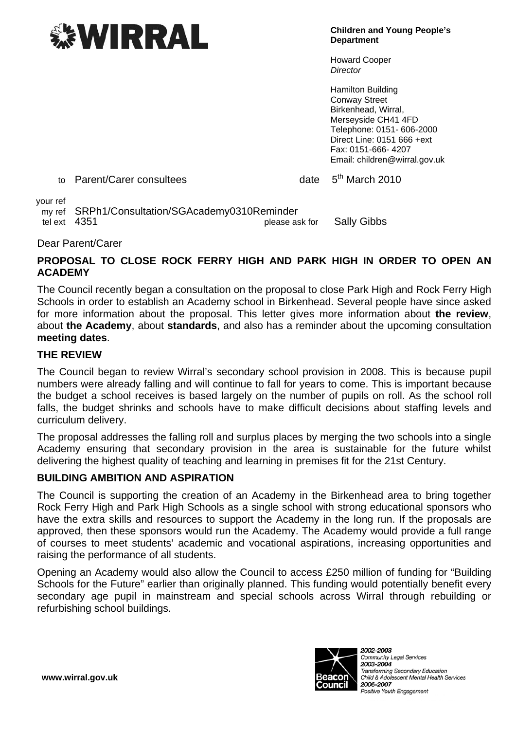**WIRRAL**

**Children and Young People's Department**

Howard Cooper
*Director*

Hamilton Building
Conway Street
Birkenhead, Wirral,
Merseyside CH41 4FD
Telephone: 0151- 606-2000
Direct Line: 0151 666 +ext
Fax: 0151-666- 4207
Email: children@wirral.gov.uk

to Parent/Carer consultees

date 5th March 2010

your ref
my ref SRPh1/Consultation/SGAcademy0310Reminder
tel ext 4351
please ask for Sally Gibbs

Dear Parent/Carer

**PROPOSAL TO CLOSE ROCK FERRY HIGH AND PARK HIGH IN ORDER TO OPEN AN ACADEMY**

The Council recently began a consultation on the proposal to close Park High and Rock Ferry High Schools in order to establish an Academy school in Birkenhead. Several people have since asked for more information about the proposal. This letter gives more information about **the review**, about **the Academy**, about **standards**, and also has a reminder about the upcoming consultation **meeting dates**.

**THE REVIEW**

The Council began to review Wirral's secondary school provision in 2008. This is because pupil numbers were already falling and will continue to fall for years to come. This is important because the budget a school receives is based largely on the number of pupils on roll. As the school roll falls, the budget shrinks and schools have to make difficult decisions about staffing levels and curriculum delivery.

The proposal addresses the falling roll and surplus places by merging the two schools into a single Academy ensuring that secondary provision in the area is sustainable for the future whilst delivering the highest quality of teaching and learning in premises fit for the 21st Century.

**BUILDING AMBITION AND ASPIRATION**

The Council is supporting the creation of an Academy in the Birkenhead area to bring together Rock Ferry High and Park High Schools as a single school with strong educational sponsors who have the extra skills and resources to support the Academy in the long run. If the proposals are approved, then these sponsors would run the Academy. The Academy would provide a full range of courses to meet students' academic and vocational aspirations, increasing opportunities and raising the performance of all students.

Opening an Academy would also allow the Council to access £250 million of funding for "Building Schools for the Future" earlier than originally planned. This funding would potentially benefit every secondary age pupil in mainstream and special schools across Wirral through rebuilding or refurbishing school buildings.

**www.wirral.gov.uk**

Beacon Council
*2002-2003*
*Community Legal Services*
*2003-2004*
*Transforming Secondary Education*
*Child & Adolescent Mental Health Services*
*2006-2007*
*Positive Youth Engagement*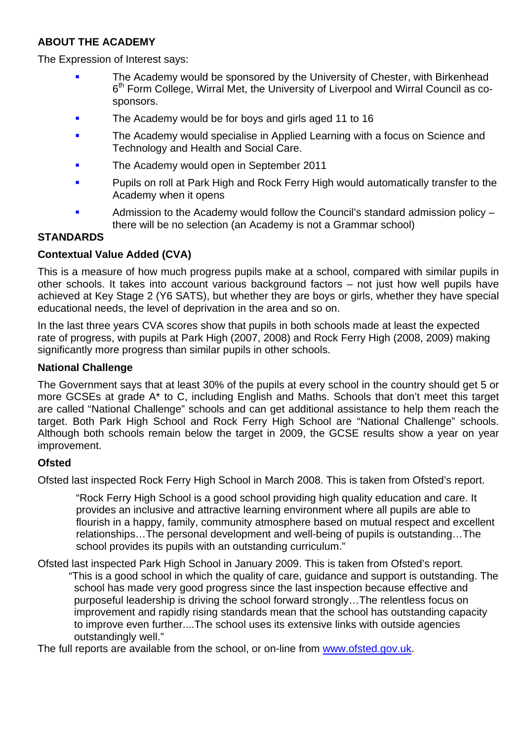## ABOUT THE ACADEMY

The Expression of Interest says:

- The Academy would be sponsored by the University of Chester, with Birkenhead 6th Form College, Wirral Met, the University of Liverpool and Wirral Council as co-sponsors.
- The Academy would be for boys and girls aged 11 to 16
- The Academy would specialise in Applied Learning with a focus on Science and Technology and Health and Social Care.
- The Academy would open in September 2011
- Pupils on roll at Park High and Rock Ferry High would automatically transfer to the Academy when it opens
- Admission to the Academy would follow the Council's standard admission policy – there will be no selection (an Academy is not a Grammar school)

## STANDARDS

### Contextual Value Added (CVA)

This is a measure of how much progress pupils make at a school, compared with similar pupils in other schools. It takes into account various background factors – not just how well pupils have achieved at Key Stage 2 (Y6 SATS), but whether they are boys or girls, whether they have special educational needs, the level of deprivation in the area and so on.

In the last three years CVA scores show that pupils in both schools made at least the expected rate of progress, with pupils at Park High (2007, 2008) and Rock Ferry High (2008, 2009) making significantly more progress than similar pupils in other schools.

### National Challenge

The Government says that at least 30% of the pupils at every school in the country should get 5 or more GCSEs at grade A* to C, including English and Maths. Schools that don't meet this target are called "National Challenge" schools and can get additional assistance to help them reach the target. Both Park High School and Rock Ferry High School are "National Challenge" schools. Although both schools remain below the target in 2009, the GCSE results show a year on year improvement.

### Ofsted

Ofsted last inspected Rock Ferry High School in March 2008. This is taken from Ofsted's report.

> "Rock Ferry High School is a good school providing high quality education and care. It provides an inclusive and attractive learning environment where all pupils are able to flourish in a happy, family, community atmosphere based on mutual respect and excellent relationships…The personal development and well-being of pupils is outstanding…The school provides its pupils with an outstanding curriculum."

Ofsted last inspected Park High School in January 2009. This is taken from Ofsted's report.

> "This is a good school in which the quality of care, guidance and support is outstanding. The school has made very good progress since the last inspection because effective and purposeful leadership is driving the school forward strongly…The relentless focus on improvement and rapidly rising standards mean that the school has outstanding capacity to improve even further....The school uses its extensive links with outside agencies outstandingly well."

The full reports are available from the school, or on-line from www.ofsted.gov.uk.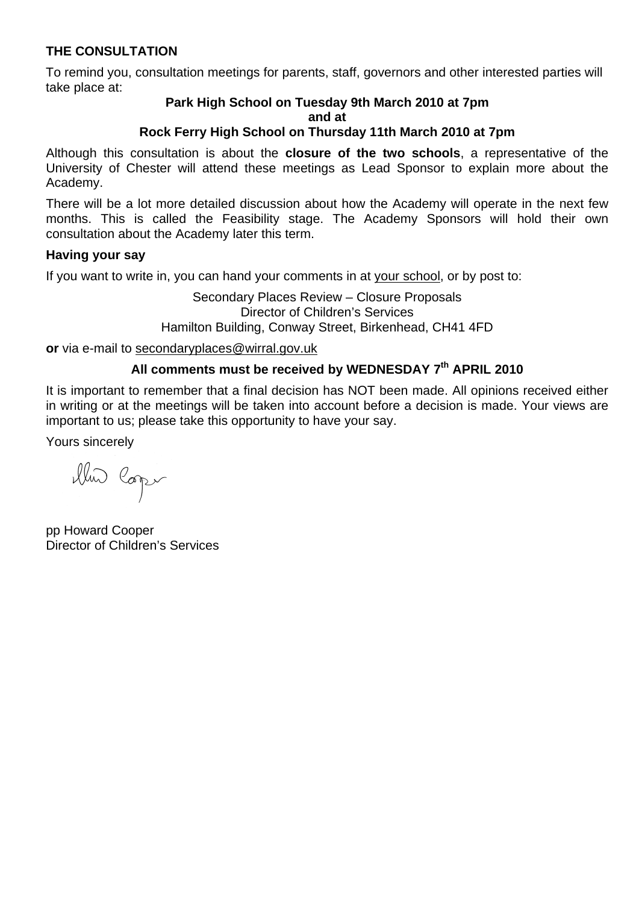## THE CONSULTATION

To remind you, consultation meetings for parents, staff, governors and other interested parties will take place at:

**Park High School on Tuesday 9th March 2010 at 7pm**
**and at**
**Rock Ferry High School on Thursday 11th March 2010 at 7pm**

Although this consultation is about the **closure of the two schools**, a representative of the University of Chester will attend these meetings as Lead Sponsor to explain more about the Academy.

There will be a lot more detailed discussion about how the Academy will operate in the next few months. This is called the Feasibility stage. The Academy Sponsors will hold their own consultation about the Academy later this term.

### Having your say

If you want to write in, you can hand your comments in at your school, or by post to:

Secondary Places Review – Closure Proposals
Director of Children's Services
Hamilton Building, Conway Street, Birkenhead, CH41 4FD

**or** via e-mail to secondaryplaces@wirral.gov.uk

**All comments must be received by WEDNESDAY 7th APRIL 2010**

It is important to remember that a final decision has NOT been made. All opinions received either in writing or at the meetings will be taken into account before a decision is made. Your views are important to us; please take this opportunity to have your say.

Yours sincerely

pp Howard Cooper
Director of Children's Services